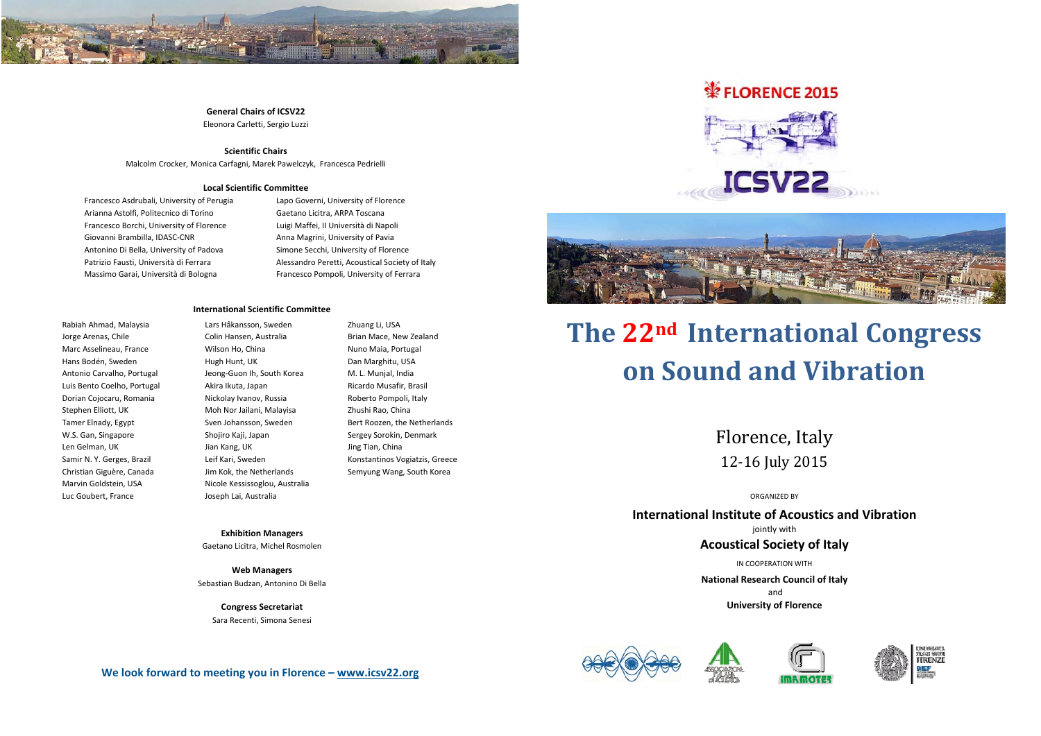**General Chairs of ICSV22**

Eleonora Carletti, Sergio Luzzi

**Scientific Chairs**

Malcolm Crocker, Monica Carfagni, Marek Pawelczyk, Francesca Pedrielli

**Local Scientific Committee**

Francesco Asdrubali, University of Perugia
Arianna Astolfi, Politecnico di Torino
Francesco Borchi, University of Florence
Giovanni Brambilla, IDASC-CNR
Antonino Di Bella, University of Padova
Patrizio Fausti, Università di Ferrara
Massimo Garai, Università di Bologna
Lapo Governi, University of Florence
Gaetano Licitra, ARPA Toscana
Luigi Maffei, II Università di Napoli
Anna Magrini, University of Pavia
Simone Secchi, University of Florence
Alessandro Peretti, Acoustical Society of Italy
Francesco Pompoli, University of Ferrara

**International Scientific Committee**

Rabiah Ahmad, Malaysia
Jorge Arenas, Chile
Marc Asselineau, France
Hans Bodén, Sweden
Antonio Carvalho, Portugal
Luis Bento Coelho, Portugal
Dorian Cojocaru, Romania
Stephen Elliott, UK
Tamer Elnady, Egypt
W.S. Gan, Singapore
Len Gelman, UK
Samir N. Y. Gerges, Brazil
Christian Giguère, Canada
Marvin Goldstein, USA
Luc Goubert, France
Lars Håkansson, Sweden
Colin Hansen, Australia
Wilson Ho, China
Hugh Hunt, UK
Jeong-Guon Ih, South Korea
Akira Ikuta, Japan
Nickolay Ivanov, Russia
Moh Nor Jailani, Malayisa
Sven Johansson, Sweden
Shojiro Kaji, Japan
Jian Kang, UK
Leif Kari, Sweden
Jim Kok, the Netherlands
Nicole Kessissoglou, Australia
Joseph Lai, Australia
Zhuang Li, USA
Brian Mace, New Zealand
Nuno Maia, Portugal
Dan Marghitu, USA
M. L. Munjal, India
Ricardo Musafir, Brasil
Roberto Pompoli, Italy
Zhushi Rao, China
Bert Roozen, the Netherlands
Sergey Sorokin, Denmark
Jing Tian, China
Konstantinos Vogiatzis, Greece
Semyung Wang, South Korea

**Exhibition Managers**

Gaetano Licitra, Michel Rosmolen

**Web Managers**

Sebastian Budzan, Antonino Di Bella

**Congress Secretariat**

Sara Recenti, Simona Senesi

**We look forward to meeting you in Florence – www.icsv22.org**

FLORENCE 2015

ICSV22

# The 22nd International Congress on Sound and Vibration

Florence, Italy

12-16 July 2015

ORGANIZED BY

**International Institute of Acoustics and Vibration**

jointly with

**Acoustical Society of Italy**

IN COOPERATION WITH

**National Research Council of Italy**

and

**University of Florence**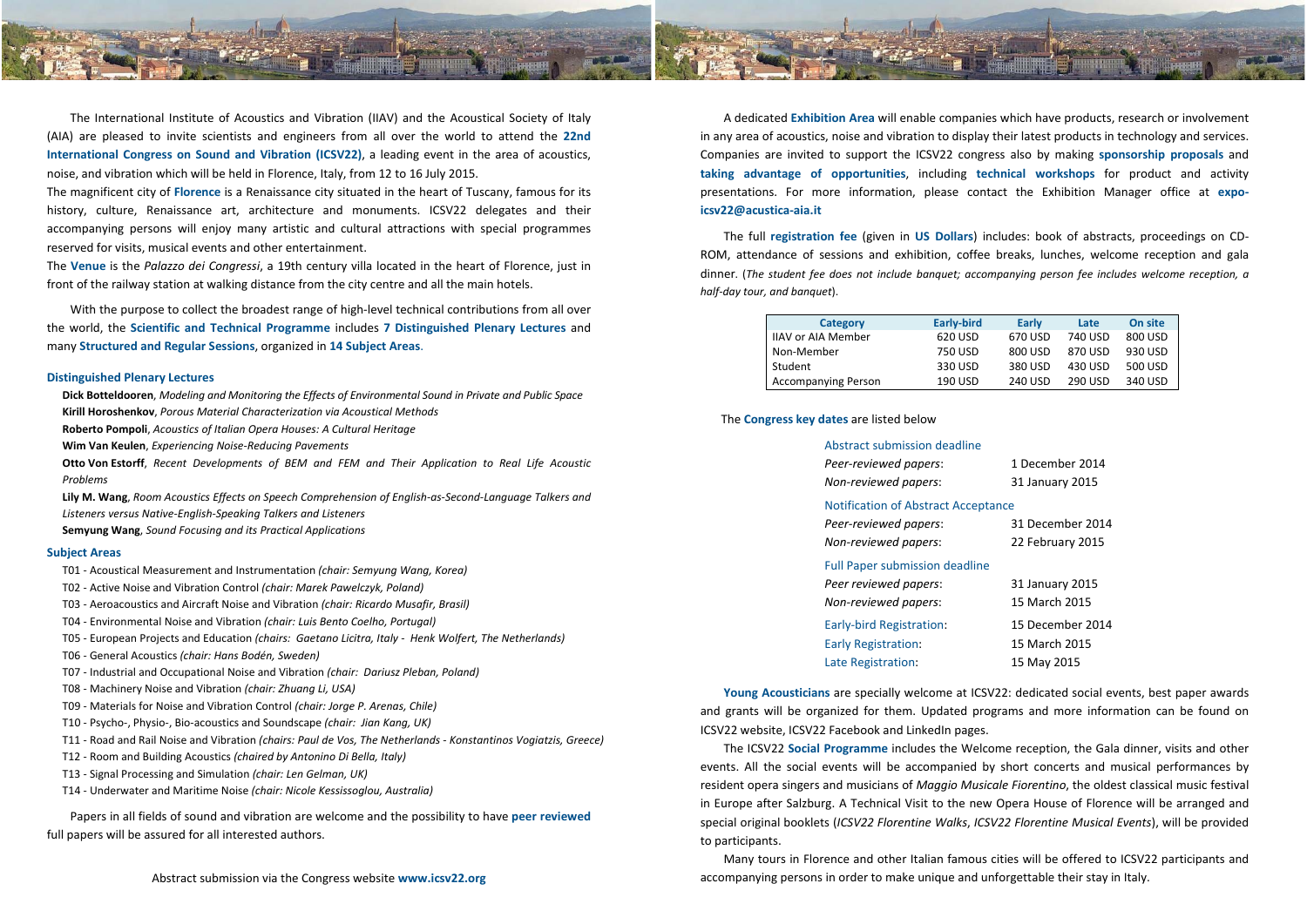The International Institute of Acoustics and Vibration (IIAV) and the Acoustical Society of Italy (AIA) are pleased to invite scientists and engineers from all over the world to attend the **22nd International Congress on Sound and Vibration (ICSV22)**, a leading event in the area of acoustics, noise, and vibration which will be held in Florence, Italy, from 12 to 16 July 2015.

The magnificent city of **Florence** is a Renaissance city situated in the heart of Tuscany, famous for its history, culture, Renaissance art, architecture and monuments. ICSV22 delegates and their accompanying persons will enjoy many artistic and cultural attractions with special programmes reserved for visits, musical events and other entertainment.

The **Venue** is the *Palazzo dei Congressi*, a 19th century villa located in the heart of Florence, just in front of the railway station at walking distance from the city centre and all the main hotels.

With the purpose to collect the broadest range of high-level technical contributions from all over the world, the **Scientific and Technical Programme** includes **7 Distinguished Plenary Lectures** and many **Structured and Regular Sessions**, organized in **14 Subject Areas**.

## Distinguished Plenary Lectures

**Dick Botteldooren**, *Modeling and Monitoring the Effects of Environmental Sound in Private and Public Space*

**Kirill Horoshenkov**, *Porous Material Characterization via Acoustical Methods*

**Roberto Pompoli**, *Acoustics of Italian Opera Houses: A Cultural Heritage*

**Wim Van Keulen**, *Experiencing Noise-Reducing Pavements*

**Otto Von Estorff**, *Recent Developments of BEM and FEM and Their Application to Real Life Acoustic Problems*

**Lily M. Wang**, *Room Acoustics Effects on Speech Comprehension of English-as-Second-Language Talkers and Listeners versus Native-English-Speaking Talkers and Listeners*

**Semyung Wang**, *Sound Focusing and its Practical Applications*

## Subject Areas

T01 - Acoustical Measurement and Instrumentation *(chair: Semyung Wang, Korea)*

T02 - Active Noise and Vibration Control *(chair: Marek Pawelczyk, Poland)*

T03 - Aeroacoustics and Aircraft Noise and Vibration *(chair: Ricardo Musafir, Brasil)*

T04 - Environmental Noise and Vibration *(chair: Luis Bento Coelho, Portugal)*

T05 - European Projects and Education *(chairs: Gaetano Licitra, Italy - Henk Wolfert, The Netherlands)*

T06 - General Acoustics *(chair: Hans Bodén, Sweden)*

T07 - Industrial and Occupational Noise and Vibration *(chair: Dariusz Pleban, Poland)*

T08 - Machinery Noise and Vibration *(chair: Zhuang Li, USA)*

T09 - Materials for Noise and Vibration Control *(chair: Jorge P. Arenas, Chile)*

T10 - Psycho-, Physio-, Bio-acoustics and Soundscape *(chair: Jian Kang, UK)*

T11 - Road and Rail Noise and Vibration *(chairs: Paul de Vos, The Netherlands - Konstantinos Vogiatzis, Greece)*

T12 - Room and Building Acoustics *(chaired by Antonino Di Bella, Italy)*

T13 - Signal Processing and Simulation *(chair: Len Gelman, UK)*

T14 - Underwater and Maritime Noise *(chair: Nicole Kessissoglou, Australia)*

Papers in all fields of sound and vibration are welcome and the possibility to have **peer reviewed** full papers will be assured for all interested authors.

Abstract submission via the Congress website **www.icsv22.org**

A dedicated **Exhibition Area** will enable companies which have products, research or involvement in any area of acoustics, noise and vibration to display their latest products in technology and services. Companies are invited to support the ICSV22 congress also by making **sponsorship proposals** and **taking advantage of opportunities**, including **technical workshops** for product and activity presentations. For more information, please contact the Exhibition Manager office at **expo-icsv22@acustica-aia.it**

The full **registration fee** (given in **US Dollars**) includes: book of abstracts, proceedings on CD-ROM, attendance of sessions and exhibition, coffee breaks, lunches, welcome reception and gala dinner. (*The student fee does not include banquet; accompanying person fee includes welcome reception, a half-day tour, and banquet*).

| Category | Early-bird | Early | Late | On site |
|---|---|---|---|---|
| IIAV or AIA Member | 620 USD | 670 USD | 740 USD | 800 USD |
| Non-Member | 750 USD | 800 USD | 870 USD | 930 USD |
| Student | 330 USD | 380 USD | 430 USD | 500 USD |
| Accompanying Person | 190 USD | 240 USD | 290 USD | 340 USD |

The **Congress key dates** are listed below

Abstract submission deadline

*Peer-reviewed papers*: 1 December 2014

*Non-reviewed papers*: 31 January 2015

Notification of Abstract Acceptance

*Peer-reviewed papers*: 31 December 2014

*Non-reviewed papers*: 22 February 2015

Full Paper submission deadline

*Peer reviewed papers*: 31 January 2015

*Non-reviewed papers*: 15 March 2015

Early-bird Registration: 15 December 2014

Early Registration: 15 March 2015

Late Registration: 15 May 2015

**Young Acousticians** are specially welcome at ICSV22: dedicated social events, best paper awards and grants will be organized for them. Updated programs and more information can be found on ICSV22 website, ICSV22 Facebook and LinkedIn pages.

The ICSV22 **Social Programme** includes the Welcome reception, the Gala dinner, visits and other events. All the social events will be accompanied by short concerts and musical performances by resident opera singers and musicians of *Maggio Musicale Fiorentino*, the oldest classical music festival in Europe after Salzburg. A Technical Visit to the new Opera House of Florence will be arranged and special original booklets (*ICSV22 Florentine Walks*, *ICSV22 Florentine Musical Events*), will be provided to participants.

Many tours in Florence and other Italian famous cities will be offered to ICSV22 participants and accompanying persons in order to make unique and unforgettable their stay in Italy.